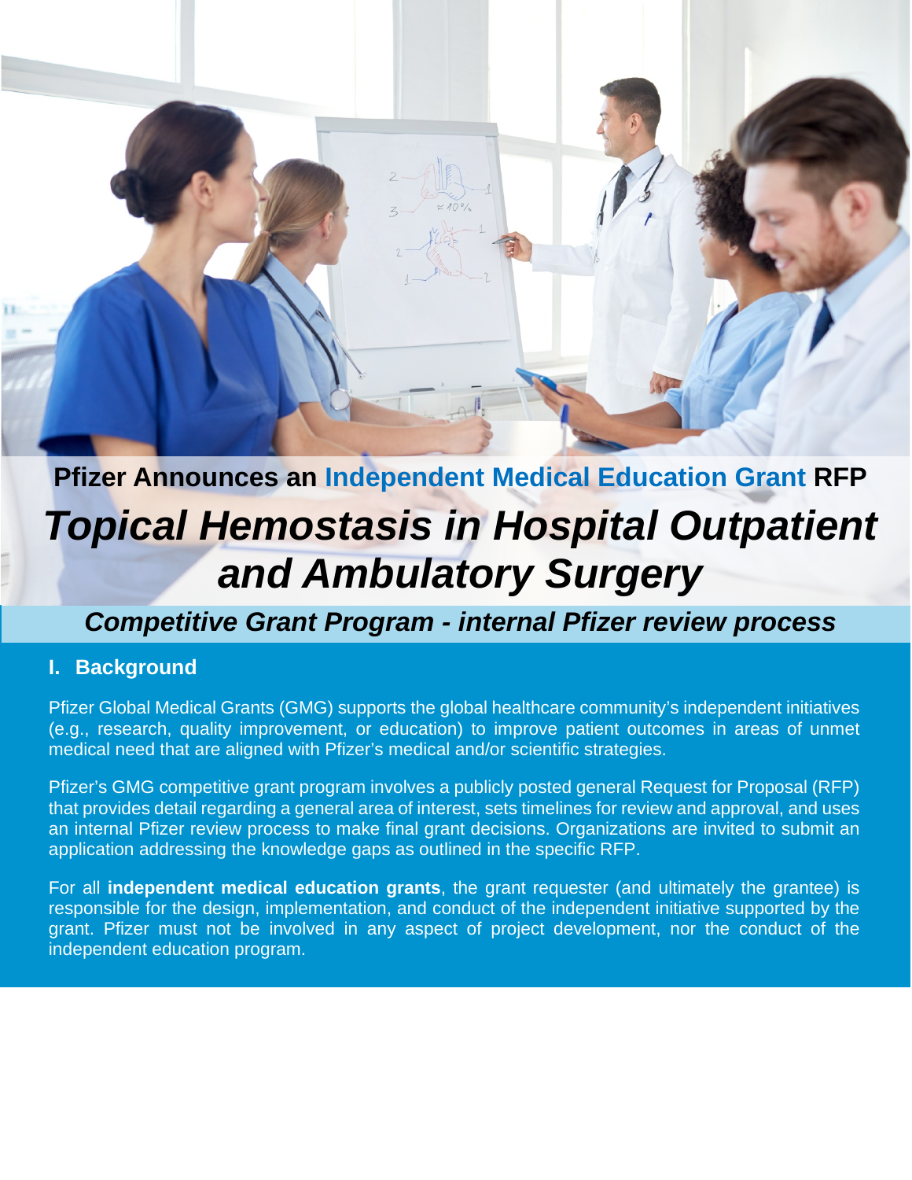Pfizer Announces an **Independent Medical Education Grant** RFP

# *Topical Hemostasis in Hospital Outpatient and Ambulatory Surgery*

## *Competitive Grant Program - internal Pfizer review process*

## I. Background

Pfizer Global Medical Grants (GMG) supports the global healthcare community's independent initiatives (e.g., research, quality improvement, or education) to improve patient outcomes in areas of unmet medical need that are aligned with Pfizer's medical and/or scientific strategies.

Pfizer's GMG competitive grant program involves a publicly posted general Request for Proposal (RFP) that provides detail regarding a general area of interest, sets timelines for review and approval, and uses an internal Pfizer review process to make final grant decisions. Organizations are invited to submit an application addressing the knowledge gaps as outlined in the specific RFP.

For all **independent medical education grants**, the grant requester (and ultimately the grantee) is responsible for the design, implementation, and conduct of the independent initiative supported by the grant. Pfizer must not be involved in any aspect of project development, nor the conduct of the independent education program.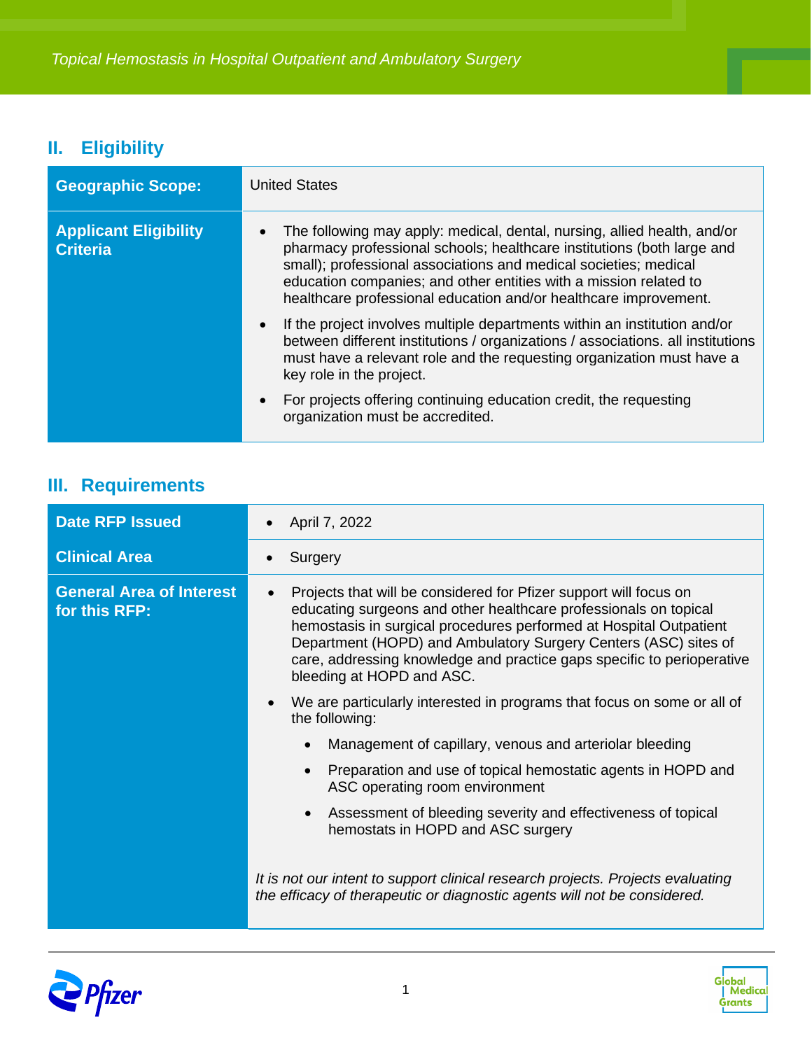## II. Eligibility

| | |
|---|---|
| **Geographic Scope:** | United States |
| **Applicant Eligibility Criteria** | • The following may apply: medical, dental, nursing, allied health, and/or pharmacy professional schools; healthcare institutions (both large and small); professional associations and medical societies; medical education companies; and other entities with a mission related to healthcare professional education and/or healthcare improvement.<br>• If the project involves multiple departments within an institution and/or between different institutions / organizations / associations. all institutions must have a relevant role and the requesting organization must have a key role in the project.<br>• For projects offering continuing education credit, the requesting organization must be accredited. |

## III. Requirements

| | |
|---|---|
| **Date RFP Issued** | • April 7, 2022 |
| **Clinical Area** | • Surgery |
| **General Area of Interest for this RFP:** | • Projects that will be considered for Pfizer support will focus on educating surgeons and other healthcare professionals on topical hemostasis in surgical procedures performed at Hospital Outpatient Department (HOPD) and Ambulatory Surgery Centers (ASC) sites of care, addressing knowledge and practice gaps specific to perioperative bleeding at HOPD and ASC.<br>• We are particularly interested in programs that focus on some or all of the following:<br>&nbsp;&nbsp;&nbsp;&nbsp;• Management of capillary, venous and arteriolar bleeding<br>&nbsp;&nbsp;&nbsp;&nbsp;• Preparation and use of topical hemostatic agents in HOPD and ASC operating room environment<br>&nbsp;&nbsp;&nbsp;&nbsp;• Assessment of bleeding severity and effectiveness of topical hemostats in HOPD and ASC surgery<br><br>*It is not our intent to support clinical research projects. Projects evaluating the efficacy of therapeutic or diagnostic agents will not be considered.* |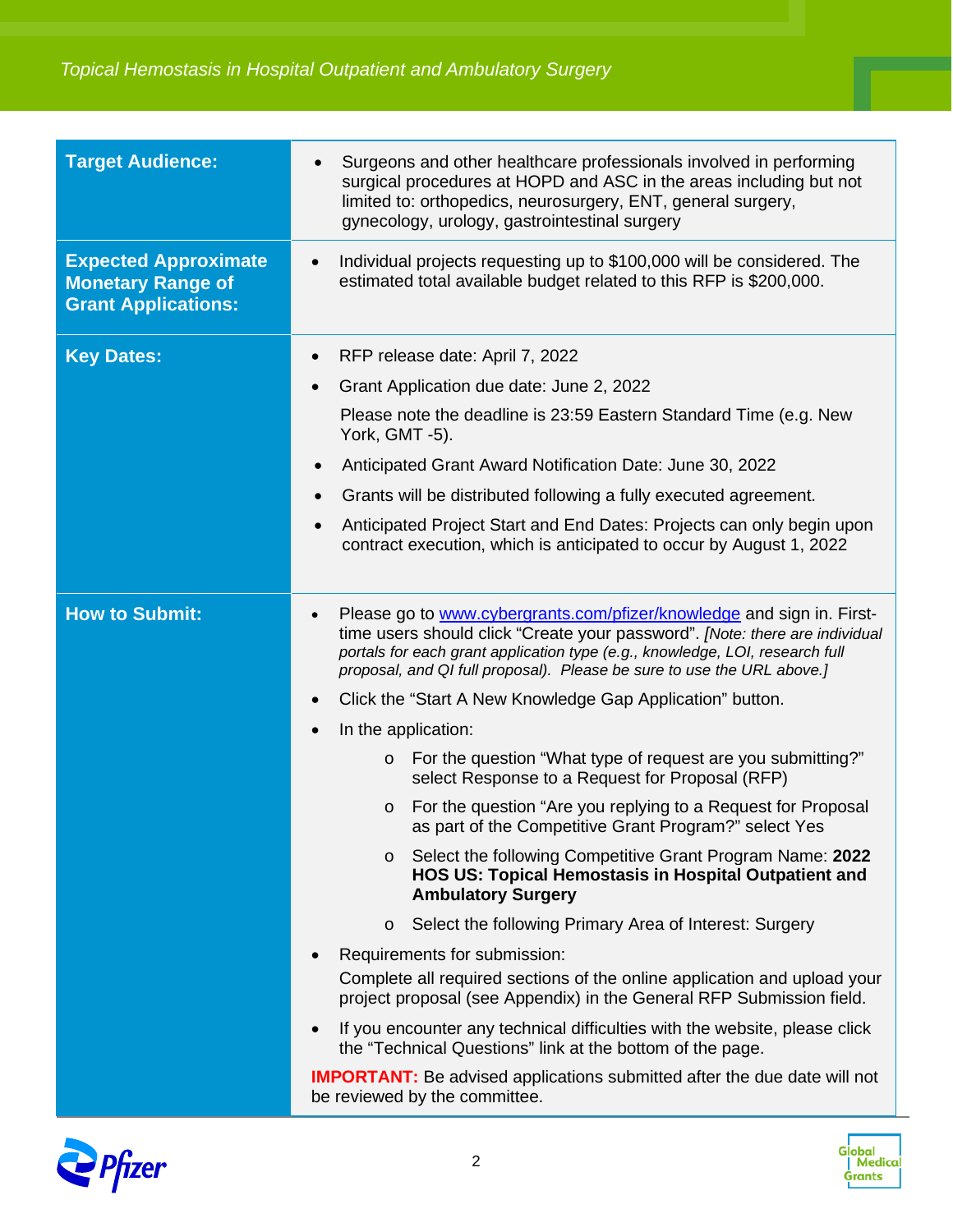| | |
|---|---|
| **Target Audience:** | • Surgeons and other healthcare professionals involved in performing surgical procedures at HOPD and ASC in the areas including but not limited to: orthopedics, neurosurgery, ENT, general surgery, gynecology, urology, gastrointestinal surgery |
| **Expected Approximate Monetary Range of Grant Applications:** | • Individual projects requesting up to $100,000 will be considered. The estimated total available budget related to this RFP is $200,000. |
| **Key Dates:** | • RFP release date: April 7, 2022<br>• Grant Application due date: June 2, 2022<br>Please note the deadline is 23:59 Eastern Standard Time (e.g. New York, GMT -5).<br>• Anticipated Grant Award Notification Date: June 30, 2022<br>• Grants will be distributed following a fully executed agreement.<br>• Anticipated Project Start and End Dates: Projects can only begin upon contract execution, which is anticipated to occur by August 1, 2022 |
| **How to Submit:** | • Please go to [www.cybergrants.com/pfizer/knowledge](http://www.cybergrants.com/pfizer/knowledge) and sign in. First-time users should click "Create your password". *[Note: there are individual portals for each grant application type (e.g., knowledge, LOI, research full proposal, and QI full proposal). Please be sure to use the URL above.]*<br>• Click the "Start A New Knowledge Gap Application" button.<br>• In the application:<br>  o For the question "What type of request are you submitting?" select Response to a Request for Proposal (RFP)<br>  o For the question "Are you replying to a Request for Proposal as part of the Competitive Grant Program?" select Yes<br>  o Select the following Competitive Grant Program Name: **2022 HOS US: Topical Hemostasis in Hospital Outpatient and Ambulatory Surgery**<br>  o Select the following Primary Area of Interest: Surgery<br>• Requirements for submission:<br>Complete all required sections of the online application and upload your project proposal (see Appendix) in the General RFP Submission field.<br>• If you encounter any technical difficulties with the website, please click the "Technical Questions" link at the bottom of the page.<br>**IMPORTANT:** Be advised applications submitted after the due date will not be reviewed by the committee. |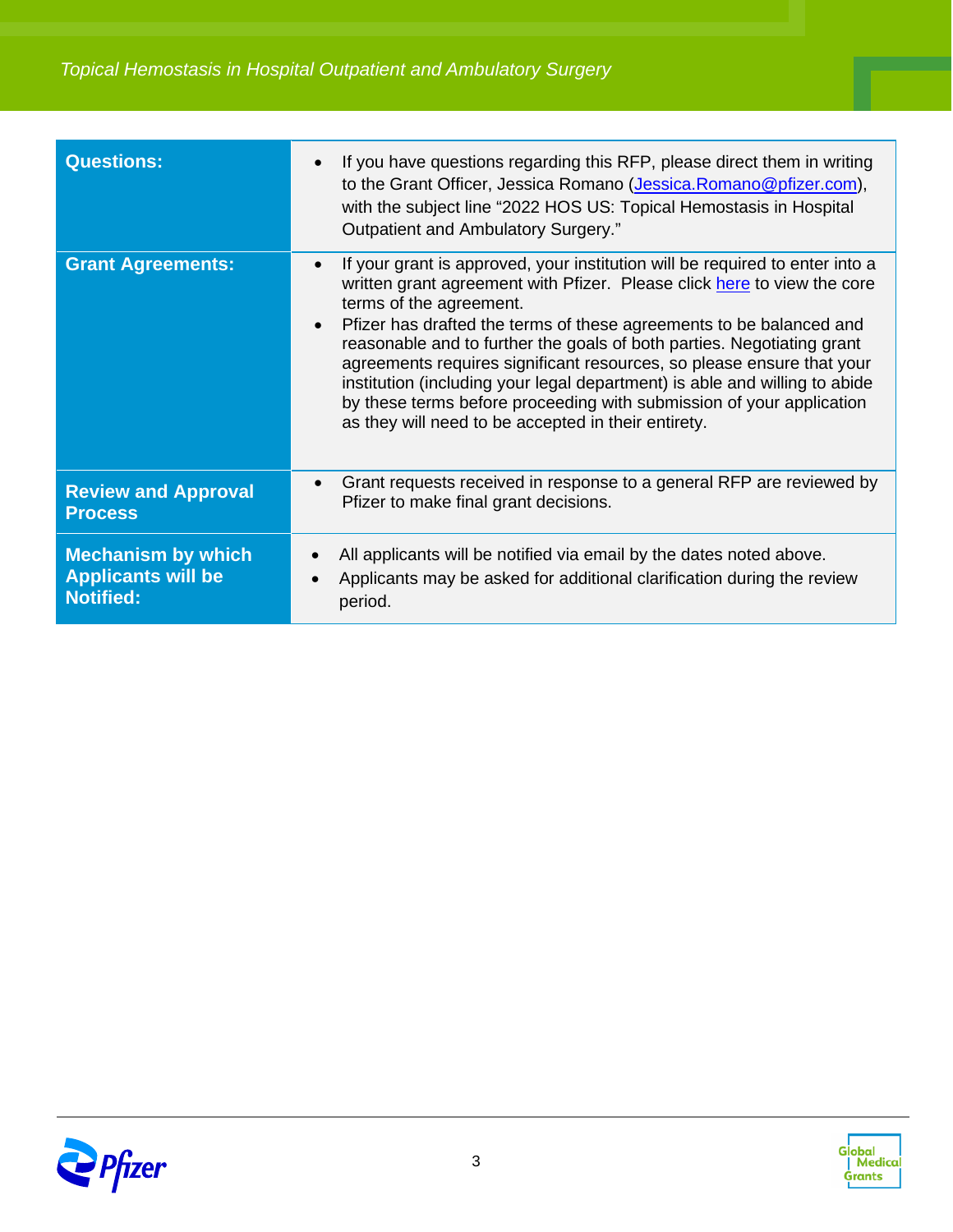| | |
|---|---|
| **Questions:** | • If you have questions regarding this RFP, please direct them in writing to the Grant Officer, Jessica Romano (Jessica.Romano@pfizer.com), with the subject line "2022 HOS US: Topical Hemostasis in Hospital Outpatient and Ambulatory Surgery." |
| **Grant Agreements:** | • If your grant is approved, your institution will be required to enter into a written grant agreement with Pfizer. Please click here to view the core terms of the agreement.<br>• Pfizer has drafted the terms of these agreements to be balanced and reasonable and to further the goals of both parties. Negotiating grant agreements requires significant resources, so please ensure that your institution (including your legal department) is able and willing to abide by these terms before proceeding with submission of your application as they will need to be accepted in their entirety. |
| **Review and Approval Process** | • Grant requests received in response to a general RFP are reviewed by Pfizer to make final grant decisions. |
| **Mechanism by which Applicants will be Notified:** | • All applicants will be notified via email by the dates noted above.<br>• Applicants may be asked for additional clarification during the review period. |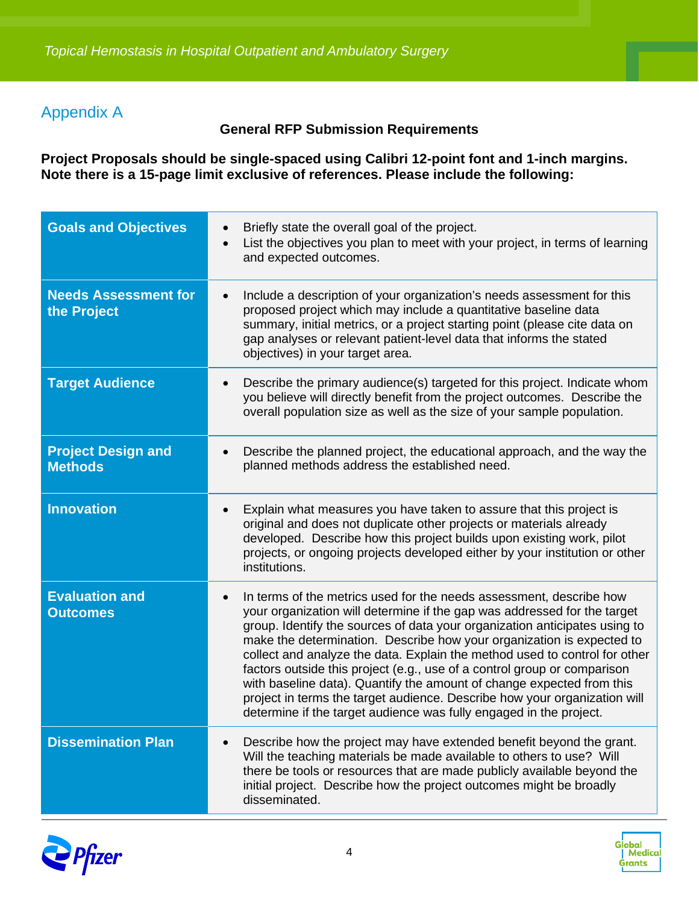## Appendix A

**General RFP Submission Requirements**

**Project Proposals should be single-spaced using Calibri 12-point font and 1-inch margins. Note there is a 15-page limit exclusive of references. Please include the following:**

| | |
|---|---|
| **Goals and Objectives** | • Briefly state the overall goal of the project.<br>• List the objectives you plan to meet with your project, in terms of learning and expected outcomes. |
| **Needs Assessment for the Project** | • Include a description of your organization's needs assessment for this proposed project which may include a quantitative baseline data summary, initial metrics, or a project starting point (please cite data on gap analyses or relevant patient-level data that informs the stated objectives) in your target area. |
| **Target Audience** | • Describe the primary audience(s) targeted for this project. Indicate whom you believe will directly benefit from the project outcomes. Describe the overall population size as well as the size of your sample population. |
| **Project Design and Methods** | • Describe the planned project, the educational approach, and the way the planned methods address the established need. |
| **Innovation** | • Explain what measures you have taken to assure that this project is original and does not duplicate other projects or materials already developed. Describe how this project builds upon existing work, pilot projects, or ongoing projects developed either by your institution or other institutions. |
| **Evaluation and Outcomes** | • In terms of the metrics used for the needs assessment, describe how your organization will determine if the gap was addressed for the target group. Identify the sources of data your organization anticipates using to make the determination. Describe how your organization is expected to collect and analyze the data. Explain the method used to control for other factors outside this project (e.g., use of a control group or comparison with baseline data). Quantify the amount of change expected from this project in terms the target audience. Describe how your organization will determine if the target audience was fully engaged in the project. |
| **Dissemination Plan** | • Describe how the project may have extended benefit beyond the grant. Will the teaching materials be made available to others to use? Will there be tools or resources that are made publicly available beyond the initial project. Describe how the project outcomes might be broadly disseminated. |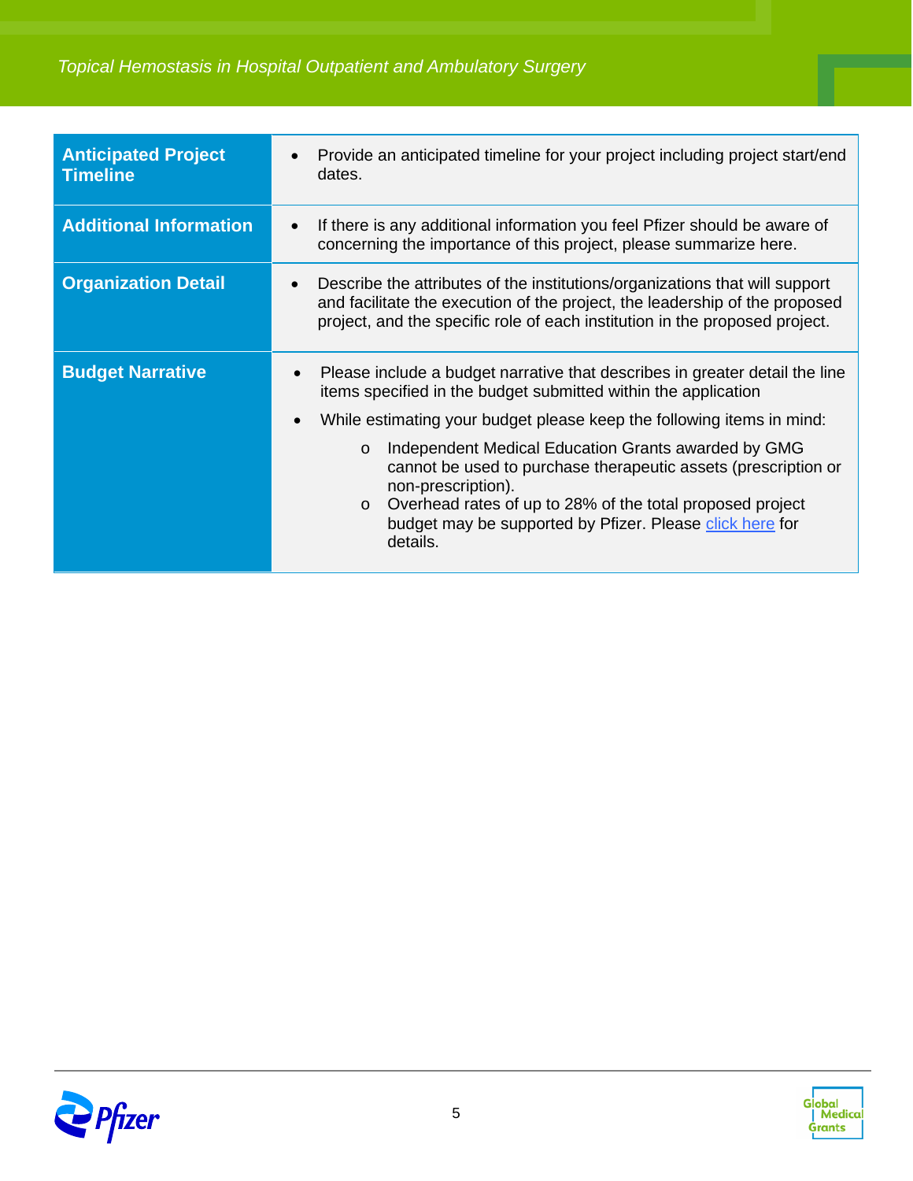| | |
|---|---|
| **Anticipated Project Timeline** | • Provide an anticipated timeline for your project including project start/end dates. |
| **Additional Information** | • If there is any additional information you feel Pfizer should be aware of concerning the importance of this project, please summarize here. |
| **Organization Detail** | • Describe the attributes of the institutions/organizations that will support and facilitate the execution of the project, the leadership of the proposed project, and the specific role of each institution in the proposed project. |
| **Budget Narrative** | • Please include a budget narrative that describes in greater detail the line items specified in the budget submitted within the application<br>• While estimating your budget please keep the following items in mind:<br>o Independent Medical Education Grants awarded by GMG cannot be used to purchase therapeutic assets (prescription or non-prescription).<br>o Overhead rates of up to 28% of the total proposed project budget may be supported by Pfizer. Please click here for details. |